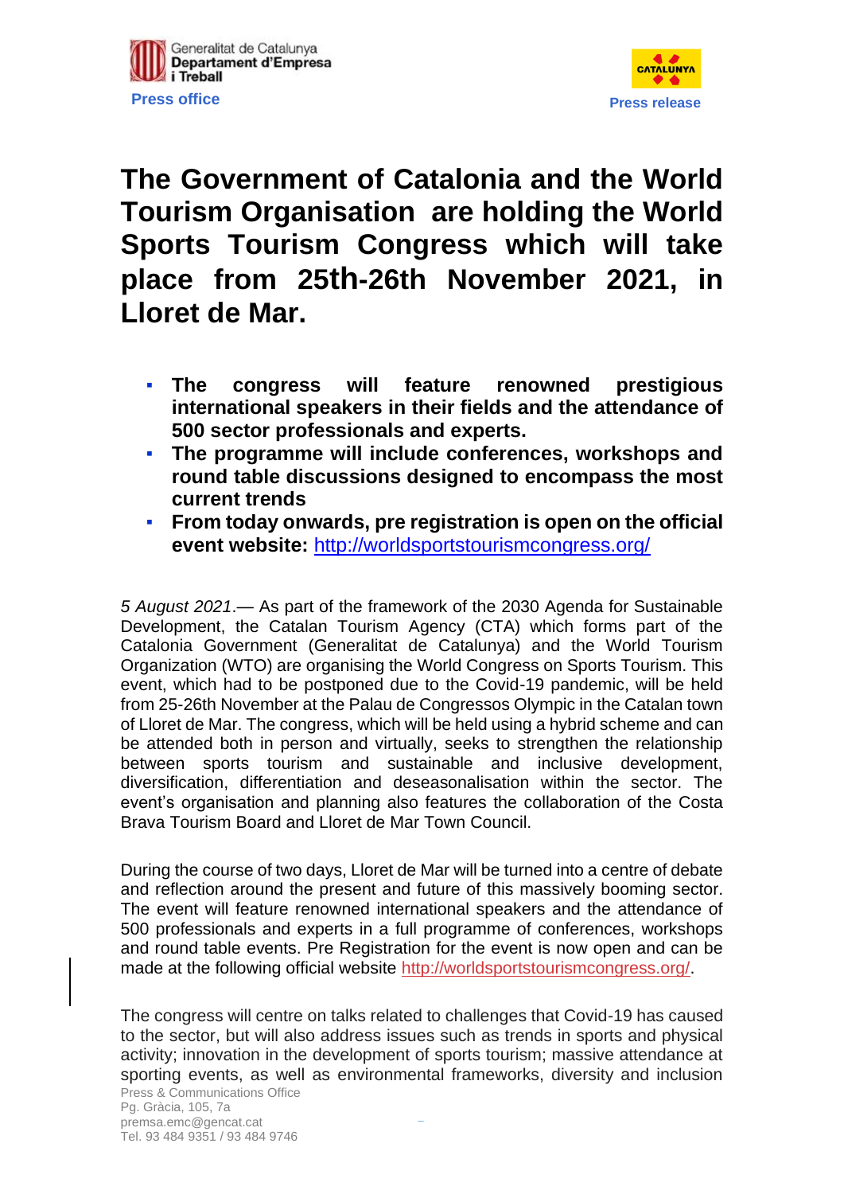Generalitat de Catalunya
**Departament d'Empresa i Treball**
Press office

Press release

# The Government of Catalonia and the World Tourism Organisation are holding the World Sports Tourism Congress which will take place from 25th-26th November 2021, in Lloret de Mar.

- **The congress will feature renowned prestigious international speakers in their fields and the attendance of 500 sector professionals and experts.**
- **The programme will include conferences, workshops and round table discussions designed to encompass the most current trends**
- **From today onwards, pre registration is open on the official event website:** http://worldsportstourismcongress.org/

*5 August 2021*.— As part of the framework of the 2030 Agenda for Sustainable Development, the Catalan Tourism Agency (CTA) which forms part of the Catalonia Government (Generalitat de Catalunya) and the World Tourism Organization (WTO) are organising the World Congress on Sports Tourism. This event, which had to be postponed due to the Covid-19 pandemic, will be held from 25-26th November at the Palau de Congressos Olympic in the Catalan town of Lloret de Mar. The congress, which will be held using a hybrid scheme and can be attended both in person and virtually, seeks to strengthen the relationship between sports tourism and sustainable and inclusive development, diversification, differentiation and deseasonalisation within the sector. The event's organisation and planning also features the collaboration of the Costa Brava Tourism Board and Lloret de Mar Town Council.

During the course of two days, Lloret de Mar will be turned into a centre of debate and reflection around the present and future of this massively booming sector. The event will feature renowned international speakers and the attendance of 500 professionals and experts in a full programme of conferences, workshops and round table events. Pre Registration for the event is now open and can be made at the following official website http://worldsportstourismcongress.org/.

The congress will centre on talks related to challenges that Covid-19 has caused to the sector, but will also address issues such as trends in sports and physical activity; innovation in the development of sports tourism; massive attendance at sporting events, as well as environmental frameworks, diversity and inclusion

Press & Communications Office
Pg. Gràcia, 105, 7a
premsa.emc@gencat.cat
Tel. 93 484 9351 / 93 484 9746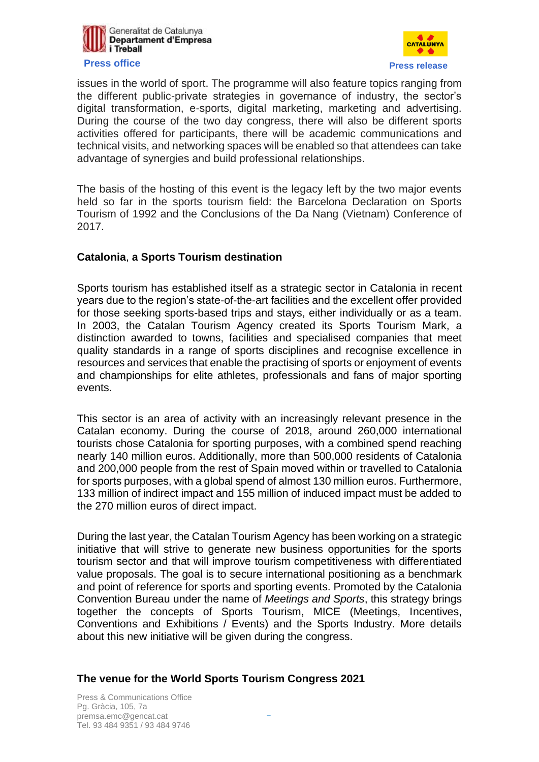issues in the world of sport. The programme will also feature topics ranging from the different public-private strategies in governance of industry, the sector's digital transformation, e-sports, digital marketing, marketing and advertising. During the course of the two day congress, there will also be different sports activities offered for participants, there will be academic communications and technical visits, and networking spaces will be enabled so that attendees can take advantage of synergies and build professional relationships.

The basis of the hosting of this event is the legacy left by the two major events held so far in the sports tourism field: the Barcelona Declaration on Sports Tourism of 1992 and the Conclusions of the Da Nang (Vietnam) Conference of 2017.

### Catalonia, a Sports Tourism destination

Sports tourism has established itself as a strategic sector in Catalonia in recent years due to the region's state-of-the-art facilities and the excellent offer provided for those seeking sports-based trips and stays, either individually or as a team. In 2003, the Catalan Tourism Agency created its Sports Tourism Mark, a distinction awarded to towns, facilities and specialised companies that meet quality standards in a range of sports disciplines and recognise excellence in resources and services that enable the practising of sports or enjoyment of events and championships for elite athletes, professionals and fans of major sporting events.

This sector is an area of activity with an increasingly relevant presence in the Catalan economy. During the course of 2018, around 260,000 international tourists chose Catalonia for sporting purposes, with a combined spend reaching nearly 140 million euros. Additionally, more than 500,000 residents of Catalonia and 200,000 people from the rest of Spain moved within or travelled to Catalonia for sports purposes, with a global spend of almost 130 million euros. Furthermore, 133 million of indirect impact and 155 million of induced impact must be added to the 270 million euros of direct impact.

During the last year, the Catalan Tourism Agency has been working on a strategic initiative that will strive to generate new business opportunities for the sports tourism sector and that will improve tourism competitiveness with differentiated value proposals. The goal is to secure international positioning as a benchmark and point of reference for sports and sporting events. Promoted by the Catalonia Convention Bureau under the name of *Meetings and Sports*, this strategy brings together the concepts of Sports Tourism, MICE (Meetings, Incentives, Conventions and Exhibitions / Events) and the Sports Industry. More details about this new initiative will be given during the congress.

### The venue for the World Sports Tourism Congress 2021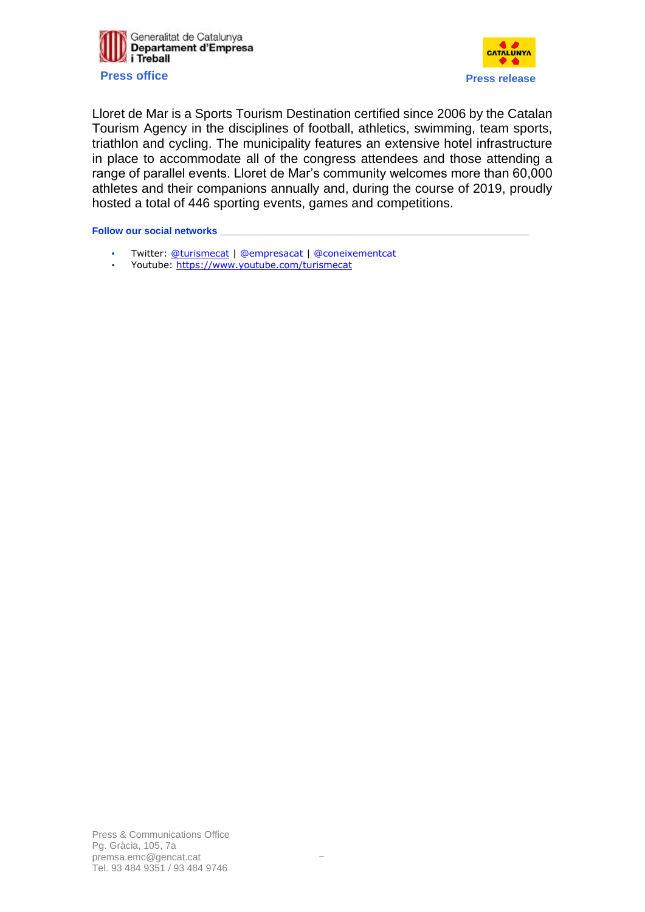Lloret de Mar is a Sports Tourism Destination certified since 2006 by the Catalan Tourism Agency in the disciplines of football, athletics, swimming, team sports, triathlon and cycling. The municipality features an extensive hotel infrastructure in place to accommodate all of the congress attendees and those attending a range of parallel events. Lloret de Mar's community welcomes more than 60,000 athletes and their companions annually and, during the course of 2019, proudly hosted a total of 446 sporting events, games and competitions.

**Follow our social networks**

- Twitter: @turismecat | @empresacat | @coneixementcat
- Youtube: https://www.youtube.com/turismecat

Press & Communications Office
Pg. Gràcia, 105, 7a
premsa.emc@gencat.cat
Tel. 93 484 9351 / 93 484 9746